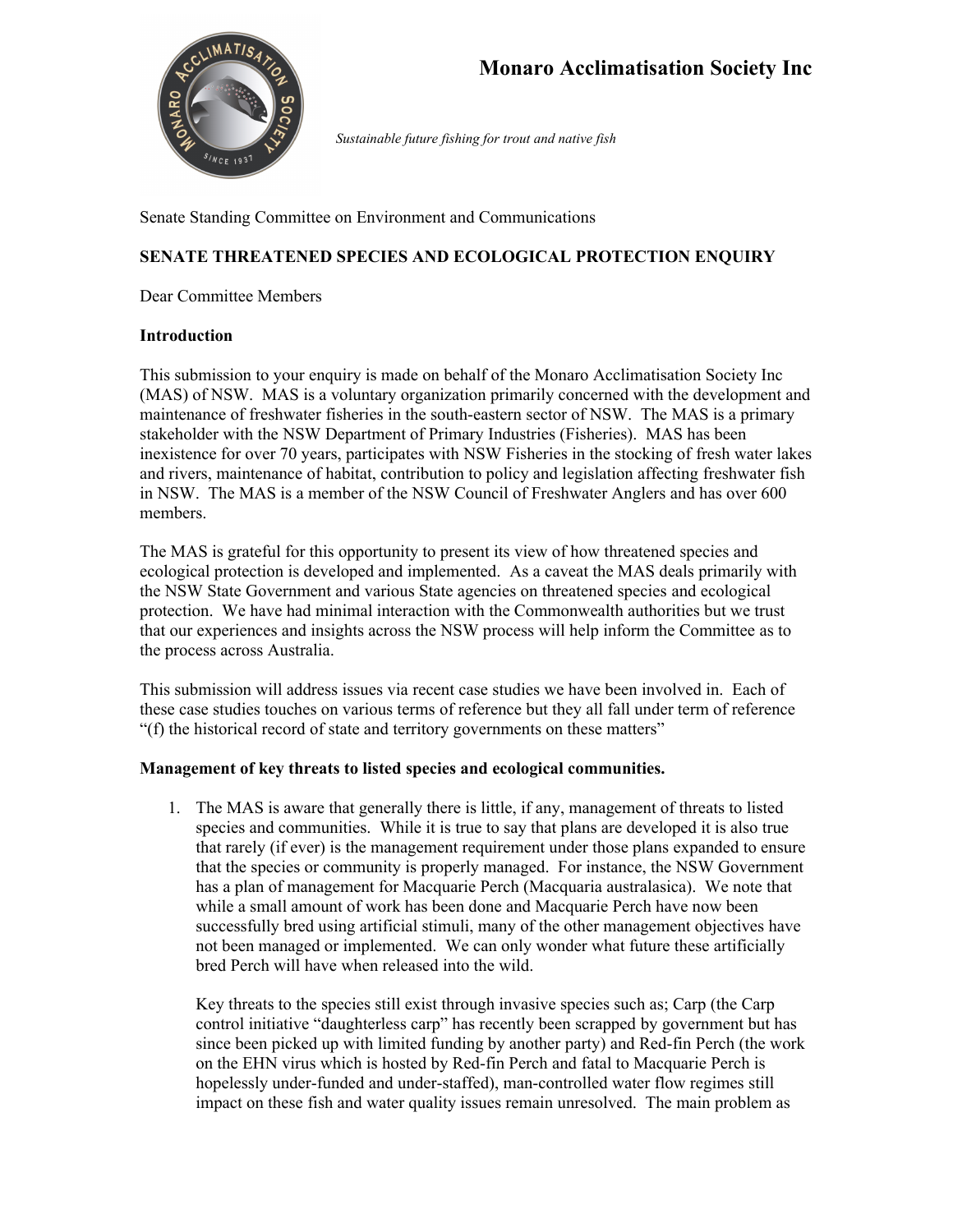# Monaro Acclimatisation Society Inc

*Sustainable future fishing for trout and native fish*

Senate Standing Committee on Environment and Communications

**SENATE THREATENED SPECIES AND ECOLOGICAL PROTECTION ENQUIRY**

Dear Committee Members

**Introduction**

This submission to your enquiry is made on behalf of the Monaro Acclimatisation Society Inc (MAS) of NSW. MAS is a voluntary organization primarily concerned with the development and maintenance of freshwater fisheries in the south-eastern sector of NSW. The MAS is a primary stakeholder with the NSW Department of Primary Industries (Fisheries). MAS has been inexistence for over 70 years, participates with NSW Fisheries in the stocking of fresh water lakes and rivers, maintenance of habitat, contribution to policy and legislation affecting freshwater fish in NSW. The MAS is a member of the NSW Council of Freshwater Anglers and has over 600 members.

The MAS is grateful for this opportunity to present its view of how threatened species and ecological protection is developed and implemented. As a caveat the MAS deals primarily with the NSW State Government and various State agencies on threatened species and ecological protection. We have had minimal interaction with the Commonwealth authorities but we trust that our experiences and insights across the NSW process will help inform the Committee as to the process across Australia.

This submission will address issues via recent case studies we have been involved in. Each of these case studies touches on various terms of reference but they all fall under term of reference "(f) the historical record of state and territory governments on these matters"

**Management of key threats to listed species and ecological communities.**

1. The MAS is aware that generally there is little, if any, management of threats to listed species and communities. While it is true to say that plans are developed it is also true that rarely (if ever) is the management requirement under those plans expanded to ensure that the species or community is properly managed. For instance, the NSW Government has a plan of management for Macquarie Perch (Macquaria australasica). We note that while a small amount of work has been done and Macquarie Perch have now been successfully bred using artificial stimuli, many of the other management objectives have not been managed or implemented. We can only wonder what future these artificially bred Perch will have when released into the wild.

   Key threats to the species still exist through invasive species such as; Carp (the Carp control initiative "daughterless carp" has recently been scrapped by government but has since been picked up with limited funding by another party) and Red-fin Perch (the work on the EHN virus which is hosted by Red-fin Perch and fatal to Macquarie Perch is hopelessly under-funded and under-staffed), man-controlled water flow regimes still impact on these fish and water quality issues remain unresolved. The main problem as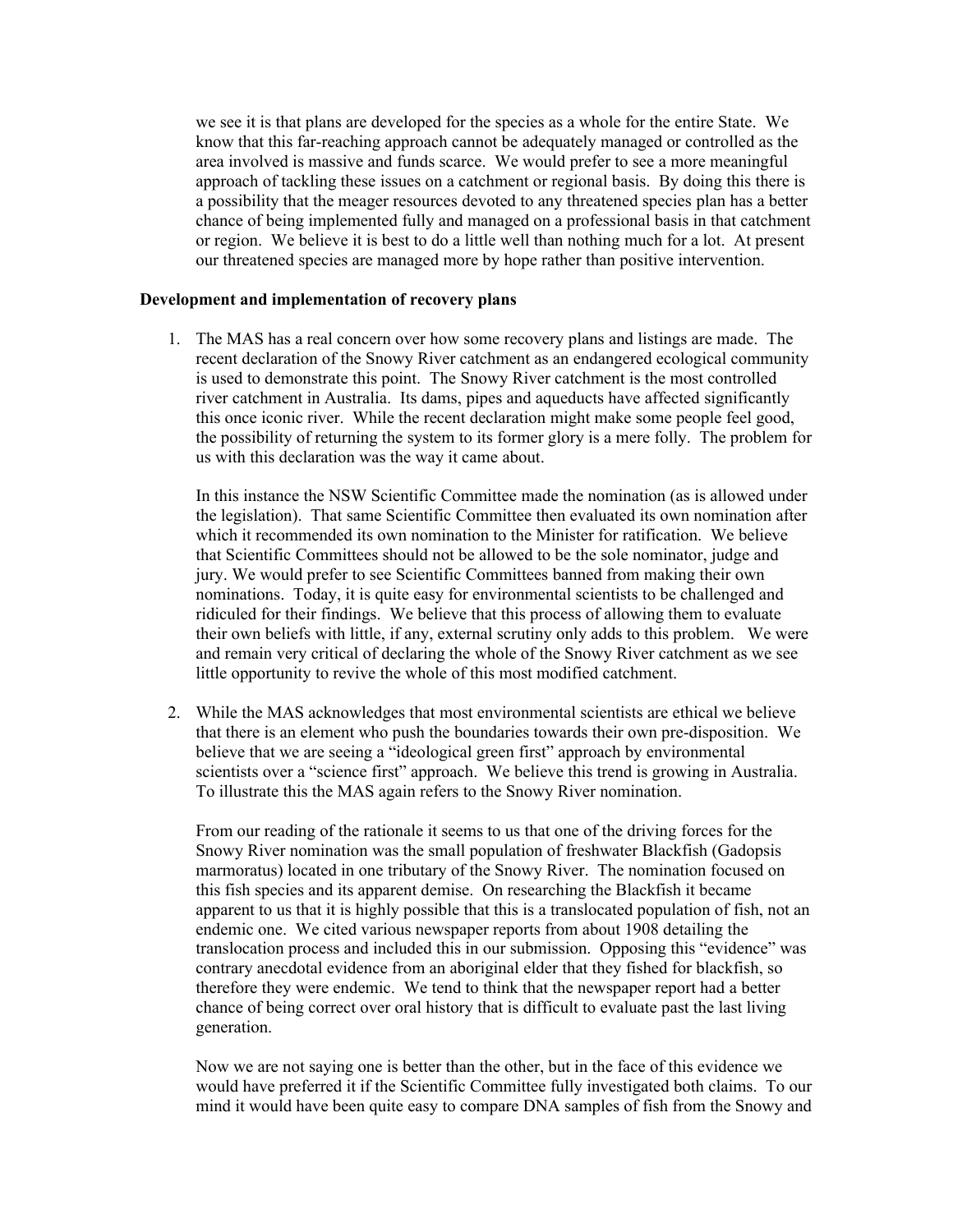we see it is that plans are developed for the species as a whole for the entire State. We know that this far-reaching approach cannot be adequately managed or controlled as the area involved is massive and funds scarce. We would prefer to see a more meaningful approach of tackling these issues on a catchment or regional basis. By doing this there is a possibility that the meager resources devoted to any threatened species plan has a better chance of being implemented fully and managed on a professional basis in that catchment or region. We believe it is best to do a little well than nothing much for a lot. At present our threatened species are managed more by hope rather than positive intervention.

**Development and implementation of recovery plans**

1. The MAS has a real concern over how some recovery plans and listings are made. The recent declaration of the Snowy River catchment as an endangered ecological community is used to demonstrate this point. The Snowy River catchment is the most controlled river catchment in Australia. Its dams, pipes and aqueducts have affected significantly this once iconic river. While the recent declaration might make some people feel good, the possibility of returning the system to its former glory is a mere folly. The problem for us with this declaration was the way it came about.

   In this instance the NSW Scientific Committee made the nomination (as is allowed under the legislation). That same Scientific Committee then evaluated its own nomination after which it recommended its own nomination to the Minister for ratification. We believe that Scientific Committees should not be allowed to be the sole nominator, judge and jury. We would prefer to see Scientific Committees banned from making their own nominations. Today, it is quite easy for environmental scientists to be challenged and ridiculed for their findings. We believe that this process of allowing them to evaluate their own beliefs with little, if any, external scrutiny only adds to this problem. We were and remain very critical of declaring the whole of the Snowy River catchment as we see little opportunity to revive the whole of this most modified catchment.

2. While the MAS acknowledges that most environmental scientists are ethical we believe that there is an element who push the boundaries towards their own pre-disposition. We believe that we are seeing a "ideological green first" approach by environmental scientists over a "science first" approach. We believe this trend is growing in Australia. To illustrate this the MAS again refers to the Snowy River nomination.

   From our reading of the rationale it seems to us that one of the driving forces for the Snowy River nomination was the small population of freshwater Blackfish (Gadopsis marmoratus) located in one tributary of the Snowy River. The nomination focused on this fish species and its apparent demise. On researching the Blackfish it became apparent to us that it is highly possible that this is a translocated population of fish, not an endemic one. We cited various newspaper reports from about 1908 detailing the translocation process and included this in our submission. Opposing this "evidence" was contrary anecdotal evidence from an aboriginal elder that they fished for blackfish, so therefore they were endemic. We tend to think that the newspaper report had a better chance of being correct over oral history that is difficult to evaluate past the last living generation.

   Now we are not saying one is better than the other, but in the face of this evidence we would have preferred it if the Scientific Committee fully investigated both claims. To our mind it would have been quite easy to compare DNA samples of fish from the Snowy and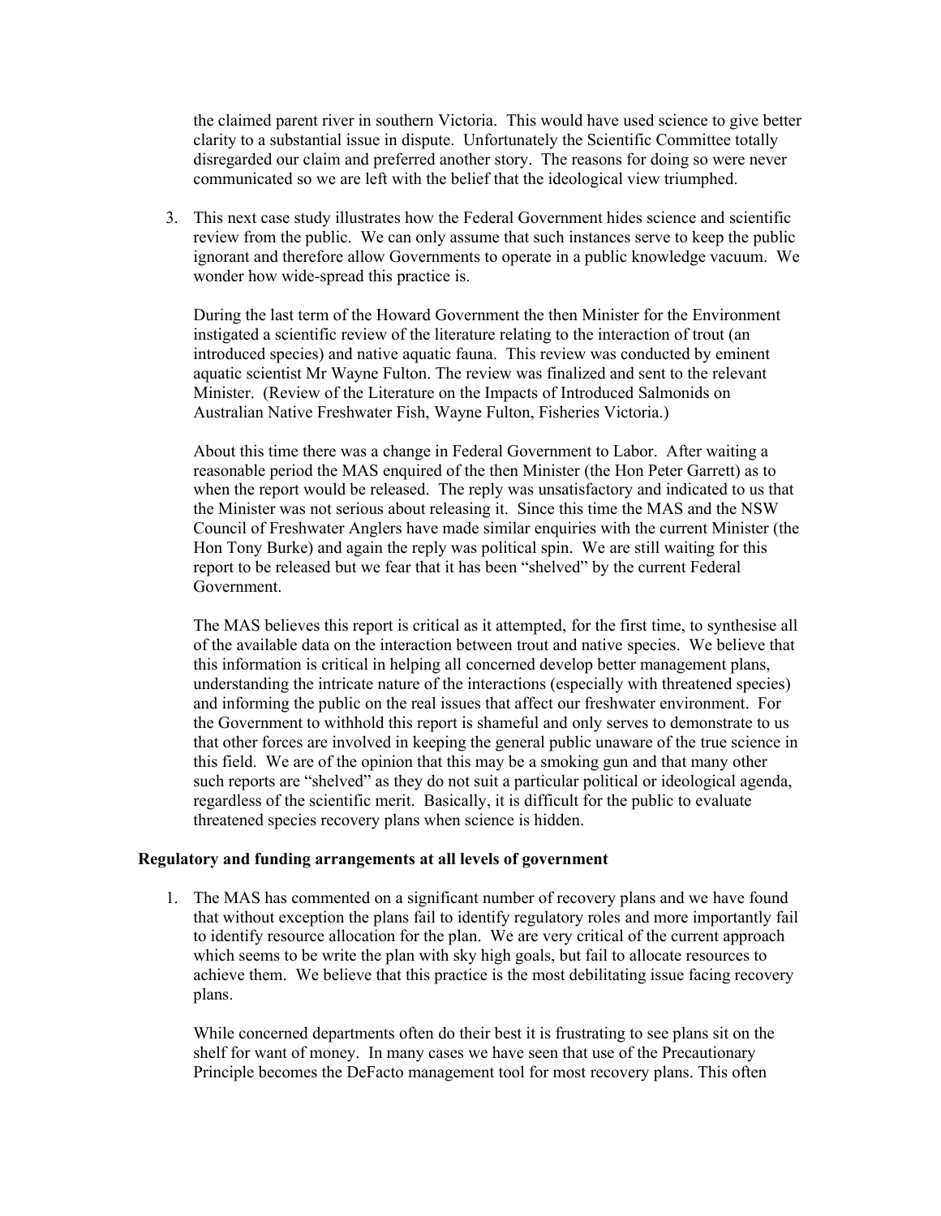the claimed parent river in southern Victoria. This would have used science to give better clarity to a substantial issue in dispute. Unfortunately the Scientific Committee totally disregarded our claim and preferred another story. The reasons for doing so were never communicated so we are left with the belief that the ideological view triumphed.

3. This next case study illustrates how the Federal Government hides science and scientific review from the public. We can only assume that such instances serve to keep the public ignorant and therefore allow Governments to operate in a public knowledge vacuum. We wonder how wide-spread this practice is.

   During the last term of the Howard Government the then Minister for the Environment instigated a scientific review of the literature relating to the interaction of trout (an introduced species) and native aquatic fauna. This review was conducted by eminent aquatic scientist Mr Wayne Fulton. The review was finalized and sent to the relevant Minister. (Review of the Literature on the Impacts of Introduced Salmonids on Australian Native Freshwater Fish, Wayne Fulton, Fisheries Victoria.)

   About this time there was a change in Federal Government to Labor. After waiting a reasonable period the MAS enquired of the then Minister (the Hon Peter Garrett) as to when the report would be released. The reply was unsatisfactory and indicated to us that the Minister was not serious about releasing it. Since this time the MAS and the NSW Council of Freshwater Anglers have made similar enquiries with the current Minister (the Hon Tony Burke) and again the reply was political spin. We are still waiting for this report to be released but we fear that it has been "shelved" by the current Federal Government.

   The MAS believes this report is critical as it attempted, for the first time, to synthesise all of the available data on the interaction between trout and native species. We believe that this information is critical in helping all concerned develop better management plans, understanding the intricate nature of the interactions (especially with threatened species) and informing the public on the real issues that affect our freshwater environment. For the Government to withhold this report is shameful and only serves to demonstrate to us that other forces are involved in keeping the general public unaware of the true science in this field. We are of the opinion that this may be a smoking gun and that many other such reports are "shelved" as they do not suit a particular political or ideological agenda, regardless of the scientific merit. Basically, it is difficult for the public to evaluate threatened species recovery plans when science is hidden.

**Regulatory and funding arrangements at all levels of government**

1. The MAS has commented on a significant number of recovery plans and we have found that without exception the plans fail to identify regulatory roles and more importantly fail to identify resource allocation for the plan. We are very critical of the current approach which seems to be write the plan with sky high goals, but fail to allocate resources to achieve them. We believe that this practice is the most debilitating issue facing recovery plans.

   While concerned departments often do their best it is frustrating to see plans sit on the shelf for want of money. In many cases we have seen that use of the Precautionary Principle becomes the DeFacto management tool for most recovery plans. This often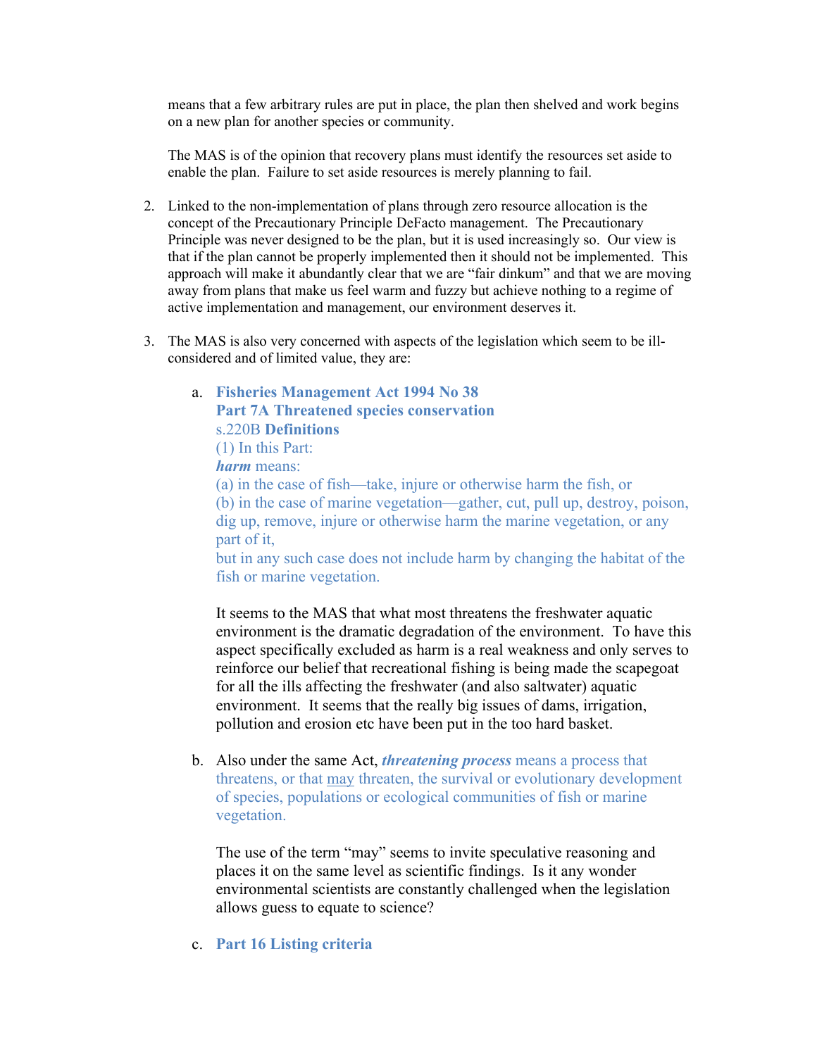means that a few arbitrary rules are put in place, the plan then shelved and work begins on a new plan for another species or community.

The MAS is of the opinion that recovery plans must identify the resources set aside to enable the plan. Failure to set aside resources is merely planning to fail.

2. Linked to the non-implementation of plans through zero resource allocation is the concept of the Precautionary Principle DeFacto management. The Precautionary Principle was never designed to be the plan, but it is used increasingly so. Our view is that if the plan cannot be properly implemented then it should not be implemented. This approach will make it abundantly clear that we are "fair dinkum" and that we are moving away from plans that make us feel warm and fuzzy but achieve nothing to a regime of active implementation and management, our environment deserves it.

3. The MAS is also very concerned with aspects of the legislation which seem to be ill-considered and of limited value, they are:

   a. **Fisheries Management Act 1994 No 38**
      **Part 7A Threatened species conservation**
      s.220B **Definitions**
      (1) In this Part:
      ***harm*** means:
      (a) in the case of fish—take, injure or otherwise harm the fish, or
      (b) in the case of marine vegetation—gather, cut, pull up, destroy, poison, dig up, remove, injure or otherwise harm the marine vegetation, or any part of it,
      but in any such case does not include harm by changing the habitat of the fish or marine vegetation.

      It seems to the MAS that what most threatens the freshwater aquatic environment is the dramatic degradation of the environment. To have this aspect specifically excluded as harm is a real weakness and only serves to reinforce our belief that recreational fishing is being made the scapegoat for all the ills affecting the freshwater (and also saltwater) aquatic environment. It seems that the really big issues of dams, irrigation, pollution and erosion etc have been put in the too hard basket.

   b. Also under the same Act, ***threatening process*** means a process that threatens, or that may threaten, the survival or evolutionary development of species, populations or ecological communities of fish or marine vegetation.

      The use of the term "may" seems to invite speculative reasoning and places it on the same level as scientific findings. Is it any wonder environmental scientists are constantly challenged when the legislation allows guess to equate to science?

   c. **Part 16 Listing criteria**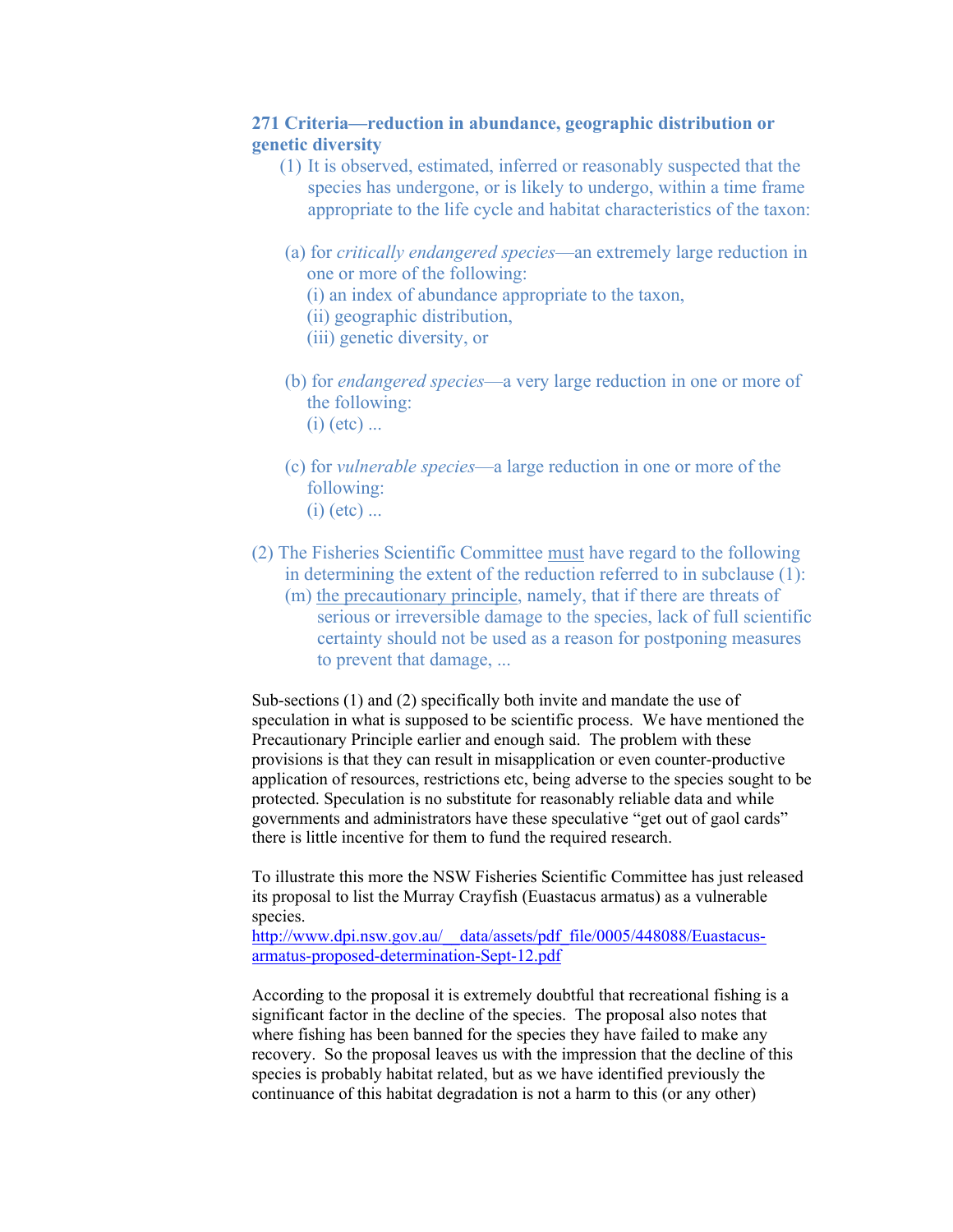**271 Criteria—reduction in abundance, geographic distribution or genetic diversity**

(1) It is observed, estimated, inferred or reasonably suspected that the species has undergone, or is likely to undergo, within a time frame appropriate to the life cycle and habitat characteristics of the taxon:

(a) for *critically endangered species*—an extremely large reduction in one or more of the following:
(i) an index of abundance appropriate to the taxon,
(ii) geographic distribution,
(iii) genetic diversity, or

(b) for *endangered species*—a very large reduction in one or more of the following:
(i) (etc) ...

(c) for *vulnerable species*—a large reduction in one or more of the following:
(i) (etc) ...

(2) The Fisheries Scientific Committee must have regard to the following in determining the extent of the reduction referred to in subclause (1):
(m) the precautionary principle, namely, that if there are threats of serious or irreversible damage to the species, lack of full scientific certainty should not be used as a reason for postponing measures to prevent that damage, ...

Sub-sections (1) and (2) specifically both invite and mandate the use of speculation in what is supposed to be scientific process. We have mentioned the Precautionary Principle earlier and enough said. The problem with these provisions is that they can result in misapplication or even counter-productive application of resources, restrictions etc, being adverse to the species sought to be protected. Speculation is no substitute for reasonably reliable data and while governments and administrators have these speculative "get out of gaol cards" there is little incentive for them to fund the required research.

To illustrate this more the NSW Fisheries Scientific Committee has just released its proposal to list the Murray Crayfish (Euastacus armatus) as a vulnerable species.
http://www.dpi.nsw.gov.au/__data/assets/pdf_file/0005/448088/Euastacus-armatus-proposed-determination-Sept-12.pdf

According to the proposal it is extremely doubtful that recreational fishing is a significant factor in the decline of the species. The proposal also notes that where fishing has been banned for the species they have failed to make any recovery. So the proposal leaves us with the impression that the decline of this species is probably habitat related, but as we have identified previously the continuance of this habitat degradation is not a harm to this (or any other)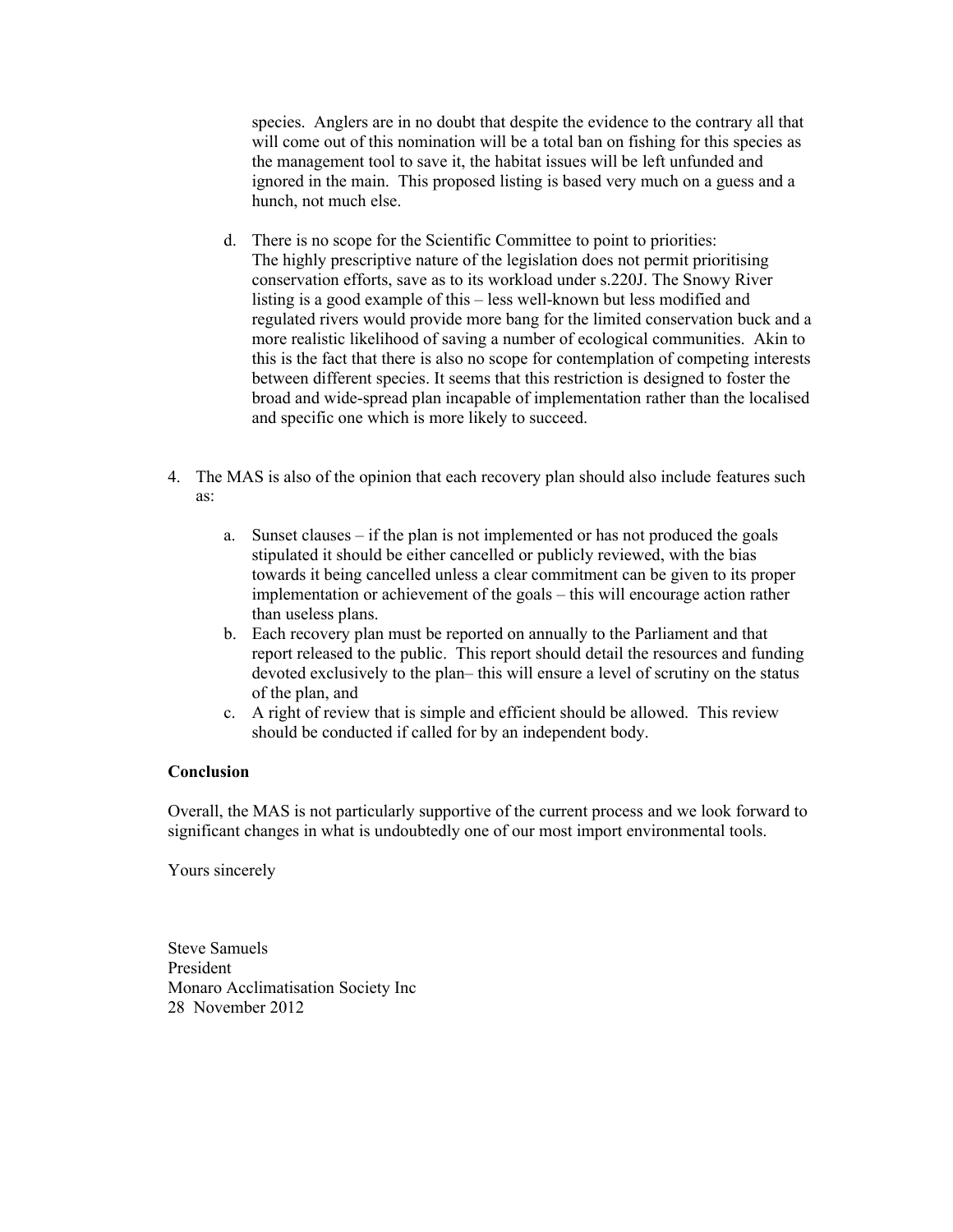species. Anglers are in no doubt that despite the evidence to the contrary all that will come out of this nomination will be a total ban on fishing for this species as the management tool to save it, the habitat issues will be left unfunded and ignored in the main. This proposed listing is based very much on a guess and a hunch, not much else.

d. There is no scope for the Scientific Committee to point to priorities:
The highly prescriptive nature of the legislation does not permit prioritising conservation efforts, save as to its workload under s.220J. The Snowy River listing is a good example of this – less well-known but less modified and regulated rivers would provide more bang for the limited conservation buck and a more realistic likelihood of saving a number of ecological communities. Akin to this is the fact that there is also no scope for contemplation of competing interests between different species. It seems that this restriction is designed to foster the broad and wide-spread plan incapable of implementation rather than the localised and specific one which is more likely to succeed.

4. The MAS is also of the opinion that each recovery plan should also include features such as:

   a. Sunset clauses – if the plan is not implemented or has not produced the goals stipulated it should be either cancelled or publicly reviewed, with the bias towards it being cancelled unless a clear commitment can be given to its proper implementation or achievement of the goals – this will encourage action rather than useless plans.
   b. Each recovery plan must be reported on annually to the Parliament and that report released to the public. This report should detail the resources and funding devoted exclusively to the plan– this will ensure a level of scrutiny on the status of the plan, and
   c. A right of review that is simple and efficient should be allowed. This review should be conducted if called for by an independent body.

**Conclusion**

Overall, the MAS is not particularly supportive of the current process and we look forward to significant changes in what is undoubtedly one of our most import environmental tools.

Yours sincerely

Steve Samuels
President
Monaro Acclimatisation Society Inc
28 November 2012